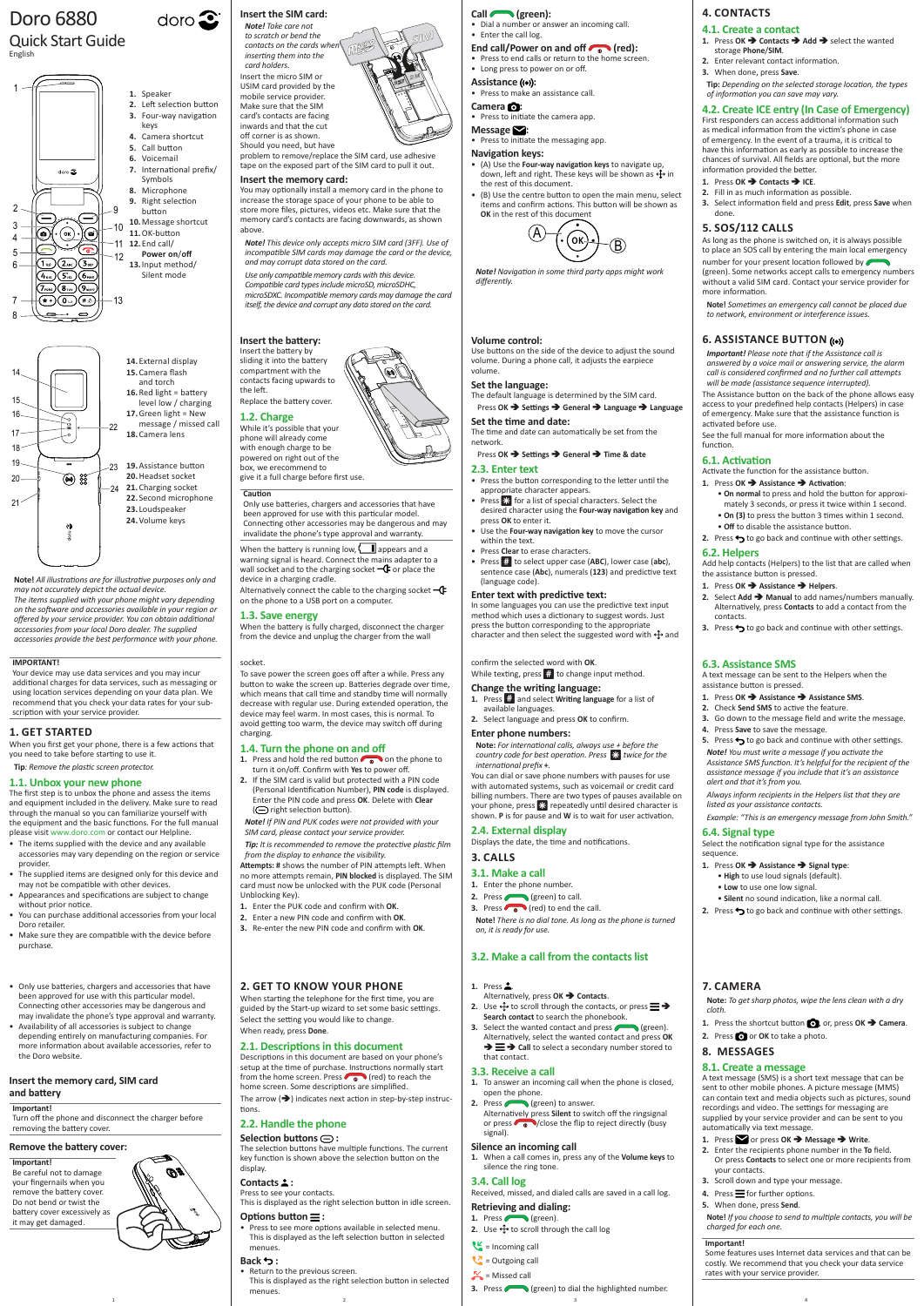# Doro 6880

## Quick Start Guide

English

1. Speaker
2. Left selection button
3. Four-way navigation keys
4. Camera shortcut
5. Call button
6. Voicemail
7. International prefix/ Symbols
8. Microphone
9. Right selection button
10. Message shortcut
11. OK-button
12. End call/ Power on/off
13. Input method/ Silent mode

14. External display
15. Camera flash and torch
16. Red light = battery level low / charging
17. Green light = New message / missed call
18. Camera lens
19. Assistance button
20. Headset socket
21. Charging socket
22. Second microphone
23. Loudspeaker
24. Volume keys

**Note!** *All illustrations are for illustrative purposes only and may not accurately depict the actual device.*
*The items supplied with your phone might vary depending on the software and accessories available in your region or offered by your service provider. You can obtain additional accessories from your local Doro dealer. The supplied accessories provide the best performance with your phone.*

**IMPORTANT!**
Your device may use data services and you may incur additional charges for data services, such as messaging or using location services depending on your data plan. We recommend that you check your data rates for your subscription with your service provider.

## 1. GET STARTED

When you first get your phone, there is a few actions that you need to take before starting to use it.

**Tip**: *Remove the plastic screen protector.*

### 1.1. Unbox your new phone

The first step is to unbox the phone and assess the items and equipment included in the delivery. Make sure to read through the manual so you can familiarize yourself with the equipment and the basic functions. For the full manual please visit www.doro.com or contact our Helpline.

- The items supplied with the device and any available accessories may vary depending on the region or service provider.
- The supplied items are designed only for this device and may not be compatible with other devices.
- Appearances and specifications are subject to change without prior notice.
- You can purchase additional accessories from your local Doro retailer.
- Make sure they are compatible with the device before purchase.
- Only use batteries, chargers and accessories that have been approved for use with this particular model. Connecting other accessories may be dangerous and may invalidate the phone's type approval and warranty.
- Availability of all accessories is subject to change depending entirely on manufacturing companies. For more information about available accessories, refer to the Doro website.

### Insert the memory card, SIM card and battery

**Important!**
Turn off the phone and disconnect the charger before removing the battery cover.

### Remove the battery cover:

**Important!**
Be careful not to damage your fingernails when you remove the battery cover. Do not bend or twist the battery cover excessively as it may get damaged.

### Insert the SIM card:

***Note!*** *Take care not to scratch or bend the contacts on the cards when inserting them into the card holders.*

Insert the micro SIM or USIM card provided by the mobile service provider. Make sure that the SIM card's contacts are facing inwards and that the cut off corner is as shown. Should you need, but have problem to remove/replace the SIM card, use adhesive tape on the exposed part of the SIM card to pull it out.

### Insert the memory card:

You may optionally install a memory card in the phone to increase the storage space of your phone to be able to store more files, pictures, videos etc. Make sure that the memory card's contacts are facing downwards, as shown above.

***Note!*** *This device only accepts micro SIM card (3FF). Use of incompatible SIM cards may damage the card or the device, and may corrupt data stored on the card.*

*Use only compatible memory cards with this device. Compatible card types include microSD, microSDHC, microSDXC. Incompatible memory cards may damage the card itself, the device and corrupt any data stored on the card.*

### Insert the battery:

Insert the battery by sliding it into the battery compartment with the contacts facing upwards to the left.
Replace the battery cover.

### 1.2. Charge

While it's possible that your phone will already come with enough charge to be powered on right out of the box, we ecommend to give it a full charge before first use.

**Caution**
Only use batteries, chargers and accessories that have been approved for use with this particular model. Connecting other accessories may be dangerous and may invalidate the phone's type approval and warranty.

When the battery is running low, [battery icon] appears and a warning signal is heard. Connect the mains adapter to a wall socket and to the charging socket [icon] or place the device in a charging cradle.
Alternatively connect the cable to the charging socket [icon] on the phone to a USB port on a computer.

### 1.3. Save energy

When the battery is fully charged, disconnect the charger from the device and unplug the charger from the wall socket.

To save power the screen goes off after a while. Press any button to wake the screen up. Batteries degrade over time, which means that call and standby time will normally decrease with regular use. During extended operation, the device may feel warm. In most cases, this is normal. To avoid getting too warm, the device may switch off during charging.

### 1.4. Turn the phone on and off

1. Press and hold the red button [icon] on the phone to turn it on/off. Confirm with **Yes** to power off.
2. If the SIM card is valid but protected with a PIN code (Personal Identification Number), **PIN code** is displayed. Enter the PIN code and press **OK**. Delete with **Clear** ([icon] right selection button).

***Note!*** *If PIN and PUK codes were not provided with your SIM card, please contact your service provider.*

***Tip:*** *It is recommended to remove the protective plastic film from the display to enhance the visibility.*

**Attempts: #** shows the number of PIN attempts left. When no more attempts remain, **PIN blocked** is displayed. The SIM card must now be unlocked with the PUK code (Personal Unblocking Key).

1. Enter the PUK code and confirm with **OK**.
2. Enter a new PIN code and confirm with **OK**.
3. Re-enter the new PIN code and confirm with **OK**.

## 2. GET TO KNOW YOUR PHONE

When starting the telephone for the first time, you are guided by the Start-up wizard to set some basic settings.
Select the setting you would like to change.
When ready, press **Done**.

### 2.1. Descriptions in this document

Descriptions in this document are based on your phone's setup at the time of purchase. Instructions normally start from the home screen. Press [icon] (red) to reach the home screen. Some descriptions are simplified.
The arrow (➔) indicates next action in step-by-step instructions.

### 2.2. Handle the phone

**Selection buttons** [icon]**:**
The selection buttons have multiple functions. The current key function is shown above the selection button on the display.

**Contacts** [icon]**:**
Press to see your contacts.
This is displayed as the right selection button in idle screen.

**Options button** [icon]**:**
- Press to see more options available in selected menu. This is displayed as the left selection button in selected menues.

**Back** [icon]**:**
- Return to the previous screen. This is displayed as the right selection button in selected menues.

**Call** [icon] **(green):**
- Dial a number or answer an incoming call.
- Enter the call log.

**End call/Power on and off** [icon] **(red):**
- Press to end calls or return to the home screen.
- Long press to power on or off.

**Assistance** [icon]**:**
- Press to make an assistance call.

**Camera** [icon]**:**
- Press to initiate the camera app.

**Message** [icon]**:**
- Press to initiate the messaging app.

**Navigation keys:**
- (A) Use the **Four-way navigation keys** to navigate up, down, left and right. These keys will be shown as [icon] in the rest of this document.
- (B) Use the centre button to open the main menu, select items and confirm actions. This button will be shown as **OK** in the rest of this document

***Note!*** *Navigation in some third party apps might work differently.*

**Volume control:**
Use buttons on the side of the device to adjust the sound volume. During a phone call, it adjusts the earpiece volume.

**Set the language:**
The default language is determined by the SIM card.
Press **OK** ➔ **Settings** ➔ **General** ➔ **Language** ➔ **Language**

**Set the time and date:**
The time and date can automatically be set from the network.
Press **OK** ➔ **Settings** ➔ **General** ➔ **Time & date**

### 2.3. Enter text

- Press the button corresponding to the letter until the appropriate character appears.
- Press [*] for a list of special characters. Select the desired character using the **Four-way navigation key** and press **OK** to enter it.
- Use the **Four-way navigation key** to move the cursor within the text.
- Press **Clear** to erase characters.
- Press [#] to select upper case (**ABC**), lower case (**abc**), sentence case (**Abc**), numerals (**123**) and predictive text (language code).

**Enter text with predictive text:**
In some languages you can use the predictive text input method which uses a dictionary to suggest words. Just press the button corresponding to the appropriate character and then select the suggested word with [icon] and confirm the selected word with **OK**.
While texting, press [#] to change input method.

**Change the writing language:**
1. Press [#] and select **Writing language** for a list of available languages.
2. Select language and press **OK** to confirm.

**Enter phone numbers:**
**Note:** *For international calls, always use + before the country code for best operation. Press* [*] *twice for the international prefix +.*
You can dial or save phone numbers with pauses for use with automated systems, such as voicemail or credit card billing numbers. There are two types of pauses available on your phone, press [*] repeatedly until desired character is shown. **P** is for pause and **W** is to wait for user activation.

### 2.4. External display

Displays the date, the time and notifications.

## 3. CALLS

### 3.1. Make a call

1. Enter the phone number.
2. Press [icon] (green) to call.
3. Press [icon] (red) to end the call.

**Note!** *There is no dial tone. As long as the phone is turned on, it is ready for use.*

### 3.2. Make a call from the contacts list

1. Press [icon].
   Alternatively, press **OK** ➔ **Contacts**.
2. Use [icon] to scroll through the contacts, or press [icon] ➔ **Search contact** to search the phonebook.
3. Select the wanted contact and press [icon] (green). Alternatively, select the wanted contact and press **OK** ➔ [icon] ➔ **Call** to select a secondary number stored to that contact.

### 3.3. Receive a call

1. To answer an incoming call when the phone is closed, open the phone.
2. Press [icon] (green) to answer.
   Alternatively press **Silent** to switch off the ringsignal or press [icon]/close the flip to reject directly (busy signal).

**Silence an incoming call**
1. When a call comes in, press any of the **Volume** keys to silence the ring tone.

### 3.4. Call log

Received, missed, and dialed calls are saved in a call log.

**Retrieving and dialing:**
1. Press [icon] (green).
2. Use [icon] to scroll through the call log

[icon] = Incoming call
[icon] = Outgoing call
[icon] = Missed call

3. Press [icon] (green) to dial the highlighted number.

## 4. CONTACTS

### 4.1. Create a contact

1. Press **OK** ➔ **Contacts** ➔ **Add** ➔ select the wanted storage **Phone/SIM**.
2. Enter relevant contact information.
3. When done, press **Save**.

**Tip:** *Depending on the selected storage location, the types of information you can save may vary.*

### 4.2. Create ICE entry (In Case of Emergency)

First responders can access additional information such as medical information from the victim's phone in case of emergency. In the event of a trauma, it is critical to have this information as early as possible to increase the chances of survival. All fields are optional, but the more information provided the better.

1. Press **OK** ➔ **Contacts** ➔ **ICE**.
2. Fill in as much information as possible.
3. Select information field and press **Edit**, press **Save** when done.

## 5. SOS/112 CALLS

As long as the phone is switched on, it is always possible to place an SOS call by entering the main local emergency number for your present location followed by [icon] (green). Some networks accept calls to emergency numbers without a valid SIM card. Contact your service provider for more information.

**Note!** *Sometimes an emergency call cannot be placed due to network, environment or interference issues.*

## 6. ASSISTANCE BUTTON [icon]

***Important!*** *Please note that if the Assistance call is answered by a voice mail or answering service, the alarm call is considered confirmed and no further call attempts will be made (assistance sequence interrupted).*

The Assistance button on the back of the phone allows easy access to your predefined help contacts (Helpers) in case of emergency. Make sure that the assistance function is activated before use.
See the full manual for more information about the function.

### 6.1. Activation

Activate the function for the assistance button.

1. Press **OK** ➔ **Assistance** ➔ **Activation**:
   - **On normal** to press and hold the button for approximately 3 seconds, or press it twice within 1 second.
   - **On (3)** to press the button 3 times within 1 second.
   - **Off** to disable the assistance button.
2. Press [icon] to go back and continue with other settings.

### 6.2. Helpers

Add help contacts (Helpers) to the list that are called when the assistance button is pressed.

1. Press **OK** ➔ **Assistance** ➔ **Helpers**.
2. Select **Add** ➔ **Manual** to add names/numbers manually. Alternatively, press **Contacts** to add a contact from the contacts.
3. Press [icon] to go back and continue with other settings.

### 6.3. Assistance SMS

A text message can be sent to the Helpers when the assistance button is pressed.

1. Press **OK** ➔ **Assistance** ➔ **Assistance SMS**.
2. Check **Send SMS** to active the feature.
3. Go down to the message field and write the message.
4. Press **Save** to save the message.
5. Press [icon] to go back and continue with other settings.

***Note!*** *You must write a message if you activate the Assistance SMS function. It's helpful for the recipient of the assistance message if you include that it's an assistance alert and that it's from you.*

*Always inform recipients in the Helpers list that they are listed as your assistance contacts.*

*Example: "This is an emergency message from John Smith."*

### 6.4. Signal type

Select the notification signal type for the assistance sequence.

1. Press **OK** ➔ **Assistance** ➔ **Signal type**:
   - **High** to use loud signals (default).
   - **Low** to use one low signal.
   - **Silent** no sound indication, like a normal call.
2. Press [icon] to go back and continue with other settings.

## 7. CAMERA

**Note:** *To get sharp photos, wipe the lens clean with a dry cloth.*

1. Press the shortcut button [icon], or, press **OK** ➔ **Camera**.
2. Press [icon] or **OK** to take a photo.

## 8. MESSAGES

### 8.1. Create a message

A text message (SMS) is a short text message that can be sent to other mobile phones. A picture message (MMS) can contain text and media objects such as pictures, sound recordings and video. The settings for messaging are supplied by your service provider and can be sent to you automatically via text message.

1. Press [icon] or press **OK** ➔ **Message** ➔ **Write**.
2. Enter the recipients phone number in the **To** field. Or press **Contacts** to select one or more recipients from your contacts.
3. Scroll down and type your message.
4. Press [icon] for further options.
5. When done, press **Send**.

**Note!** *If you choose to send to multiple contacts, you will be charged for each one.*

**Important!**
Some features uses Internet data services and that can be costly. We recommend that you check your data service rates with your service provider.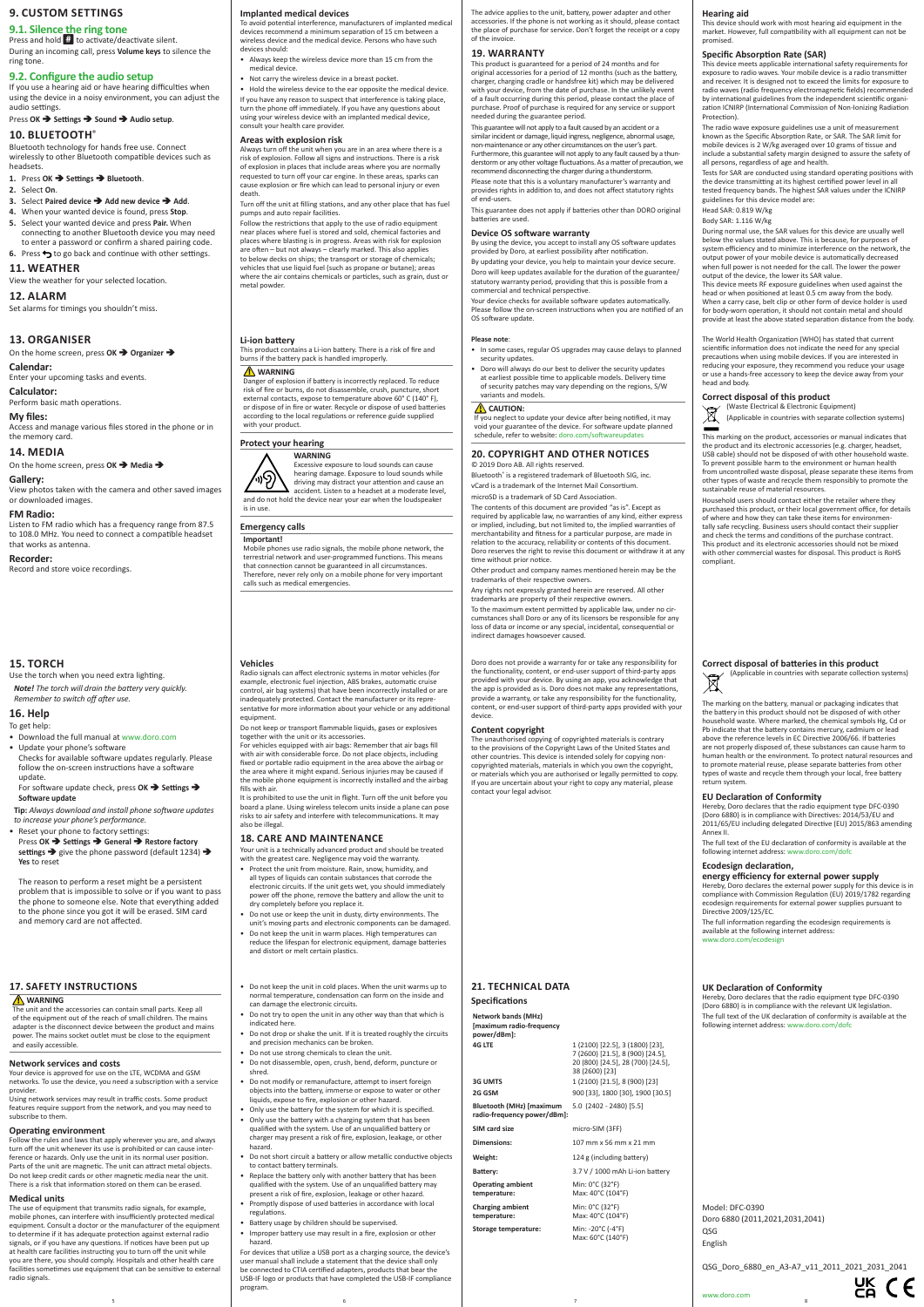# 9. CUSTOM SETTINGS

## 9.1. Silence the ring tone

Press and hold # to activate/deactivate silent.

During an incoming call, press **Volume keys** to silence the ring tone.

## 9.2. Configure the audio setup

If you use a hearing aid or have hearing difficulties when using the device in a noisy environment, you can adjust the audio settings.

Press **OK ➔ Settings ➔ Sound ➔ Audio setup**.

# 10. BLUETOOTH®

Bluetooth technology for hands free use. Connect wirelessly to other Bluetooth compatible devices such as headsets.

1. Press **OK ➔ Settings ➔ Bluetooth**.
2. Select **On**.
3. Select **Paired device ➔ Add new device ➔ Add**.
4. When your wanted device is found, press **Stop**.
5. Select your wanted device and press **Pair.** When connecting to another Bluetooth device you may need to enter a password or confirm a shared pairing code.
6. Press ↩ to go back and continue with other settings.

# 11. WEATHER

View the weather for your selected location.

# 12. ALARM

Set alarms for timings you shouldn't miss.

# 13. ORGANISER

On the home screen, press **OK ➔ Organizer ➔**

**Calendar:**

Enter your upcoming tasks and events.

**Calculator:**

Perform basic math operations.

**My files:**

Access and manage various files stored in the phone or in the memory card.

# 14. MEDIA

On the home screen, press **OK ➔ Media ➔**

**Gallery:**

View photos taken with the camera and other saved images or downloaded images.

**FM Radio:**

Listen to FM radio which has a frequency range from 87.5 to 108.0 MHz. You need to connect a compatible headset that works as antenna.

**Recorder:**

Record and store voice recordings.

# 15. TORCH

Use the torch when you need extra lighting.

***Note!*** *The torch will drain the battery very quickly. Remember to switch off after use.*

# 16. Help

To get help:

- Download the full manual at www.doro.com
- Update your phone's software

  Checks for available software updates regularly. Please follow the on-screen instructions have a software update.

  For software update check, press **OK ➔ Settings ➔ Software update**

**Tip:** *Always download and install phone software updates to increase your phone's performance.*

- Reset your phone to factory settings:

  Press **OK ➔ Settings ➔ General ➔ Restore factory settings ➔** give the phone password (default 1234) ➔ **Yes** to reset

The reason to perform a reset might be a persistent problem that is impossible to solve or if you want to pass the phone to someone else. Note that everything added to the phone since you got it will be erased. SIM card and memory card are not affected.

# 17. SAFETY INSTRUCTIONS

⚠ **WARNING**

The unit and the accessories can contain small parts. Keep all of the equipment out of the reach of small children. The mains adapter is the disconnect device between the product and mains power. The mains socket outlet must be close to the equipment and easily accessible.

### Network services and costs

Your device is approved for use on the LTE, WCDMA and GSM networks. To use the device, you need a subscription with a service provider.

Using network services may result in traffic costs. Some product features require support from the network, and you may need to subscribe to them.

### Operating environment

Follow the rules and laws that apply wherever you are, and always turn off the unit whenever its use is prohibited or can cause interference or hazards. Only use the unit in its normal user position. Parts of the unit are magnetic. The unit can attract metal objects. Do not keep credit cards or other magnetic media near the unit. There is a risk that information stored on them can be erased.

### Medical units

The use of equipment that transmits radio signals, for example, mobile phones, can interfere with insufficiently protected medical equipment. Consult a doctor or the manufacturer of the equipment to determine if it has adequate protection against external radio signals, or if you have any questions. If notices have been put up at health care facilities instructing you to turn off the unit while you are there, you should comply. Hospitals and other health care facilities sometimes use equipment that can be sensitive to external radio signals.

### Implanted medical devices

To avoid potential interference, manufacturers of implanted medical devices recommend a minimum separation of 15 cm between a wireless device and the medical device. Persons who have such devices should:

- Always keep the wireless device more than 15 cm from the medical device.
- Not carry the wireless device in a breast pocket.
- Hold the wireless device to the ear opposite the medical device.

If you have any reason to suspect that interference is taking place, turn the phone off immediately. If you have any questions about using your wireless device with an implanted medical device, consult your health care provider.

### Areas with explosion risk

Always turn off the unit when you are in an area where there is a risk of explosion. Follow all signs and instructions. There is a risk of explosion in places that include areas where you are normally requested to turn off your car engine. In these areas, sparks can cause explosion or fire which can lead to personal injury or even death.

Turn off the unit at filling stations, and any other place that has fuel pumps and auto repair facilities.

Follow the restrictions that apply to the use of radio equipment near places where fuel is stored and sold, chemical factories and places where blasting is in progress. Areas with risk for explosion are often – but not always – clearly marked. This also applies to below decks on ships; the transport or storage of chemicals; vehicles that use liquid fuel (such as propane or butane); areas where the air contains chemicals or particles, such as grain, dust or metal powder.

### Li-ion battery

This product contains a Li-ion battery. There is a risk of fire and burns if the battery pack is handled improperly.

⚠ **WARNING**

Danger of explosion if battery is incorrectly replaced. To reduce risk of fire or burns, do not disassemble, crush, puncture, short external contacts, expose to temperature above 60° C (140° F), or dispose of in fire or water. Recycle or dispose of used batteries according to the local regulations or reference guide supplied with your product.

### Protect your hearing

**WARNING**

Excessive exposure to loud sounds can cause hearing damage. Exposure to loud sounds while driving may distract your attention and cause an accident. Listen to a headset at a moderate level, and do not hold the device near your ear when the loudspeaker is in use.

### Emergency calls

**Important!**

Mobile phones use radio signals, the mobile phone network, the terrestrial network and user-programmed functions. This means that connection cannot be guaranteed in all circumstances. Therefore, never rely only on a mobile phone for very important calls such as medical emergencies.

### Vehicles

Radio signals can affect electronic systems in motor vehicles (for example, electronic fuel injection, ABS brakes, automatic cruise control, air bag systems) that have been incorrectly installed or are inadequately protected. Contact the manufacturer or its representative for more information about your vehicle or any additional equipment.

Do not keep or transport flammable liquids, gases or explosives together with the unit or its accessories.

For vehicles equipped with air bags: Remember that air bags fill with air with considerable force. Do not place objects, including fixed or portable radio equipment in the area above the airbag or the area where it might expand. Serious injuries may be caused if the mobile phone equipment is incorrectly installed and the airbag fills with air.

It is prohibited to use the unit in flight. Turn off the unit before you board a plane. Using wireless telecom units inside a plane can pose risks to air safety and interfere with telecommunications. It may also be illegal.

# 18. CARE AND MAINTENANCE

Your unit is a technically advanced product and should be treated with the greatest care. Negligence may void the warranty.

- Protect the unit from moisture. Rain, snow, humidity, and all types of liquids can contain substances that corrode the electronic circuits. If the unit gets wet, you should immediately power off the phone, remove the battery and allow the unit to dry completely before you replace it.
- Do not use or keep the unit in dusty, dirty environments. The unit's moving parts and electronic components can be damaged.
- Do not keep the unit in warm places. High temperatures can reduce the lifespan for electronic equipment, damage batteries and distort or melt certain plastics.
- Do not keep the unit in cold places. When the unit warms up to normal temperature, condensation can form on the inside and can damage the electronic circuits.
- Do not try to open the unit in any other way than that which is indicated here.
- Do not drop or shake the unit. If it is treated roughly the circuits and precision mechanics can be broken.
- Do not use strong chemicals to clean the unit.
- Do not disassemble, open, crush, bend, deform, puncture or shred.
- Do not modify or remanufacture, attempt to insert foreign objects into the battery, immerse or expose to water or other liquids, expose to fire, explosion or other hazard.
- Only use the battery for the system for which it is specified.
- Only use the battery with a charging system that has been qualified with the system. Use of an unqualified battery or charger may present a risk of fire, explosion, leakage, or other hazard.
- Do not short circuit a battery or allow metallic conductive objects to contact battery terminals.
- Replace the battery only with another battery that has been qualified with the system. Use of an unqualified battery may present a risk of fire, explosion, leakage or other hazard.
- Promptly dispose of used batteries in accordance with local regulations.
- Battery usage by children should be supervised.
- Improper battery use may result in a fire, explosion or other hazard.

For devices that utilize a USB port as a charging source, the device's user manual shall include a statement that the device shall only be connected to CTIA certified adapters, products that bear the USB-IF logo or products that have completed the USB-IF compliance program.

The advice applies to the unit, battery, power adapter and other accessories. If the phone is not working as it should, please contact the place of purchase for service. Don't forget the receipt or a copy of the invoice.

# 19. WARRANTY

This product is guaranteed for a period of 24 months and for original accessories for a period of 12 months (such as the battery, charger, charging cradle or handsfree kit) which may be delivered with your device, from the date of purchase. In the unlikely event of a fault occurring during this period, please contact the place of purchase. Proof of purchase is required for any service or support needed during the guarantee period.

This guarantee will not apply to a fault caused by an accident or a similar incident or damage, liquid ingress, negligence, abnormal usage, non-maintenance or any other circumstances on the user's part. Furthermore, this guarantee will not apply to any fault caused by a thunderstorm or any other voltage fluctuations. As a matter of precaution, we recommend disconnecting the charger during a thunderstorm.

Please note that this is a voluntary manufacturer's warranty and provides rights in addition to, and does not affect statutory rights of end-users.

This guarantee does not apply if batteries other than DORO original batteries are used.

### Device OS software warranty

By using the device, you accept to install any OS software updates provided by Doro, at earliest possible after notification.

By updating your device, you help to maintain your device secure.

Doro will keep updates available for the duration of the guarantee/statutory warranty period, providing that this is possible from a commercial and technical perspective.

Your device checks for available software updates automatically. Please follow the on-screen instructions when you are notified of an OS software update.

**Please note**:

- In some cases, regular OS upgrades may cause delays to planned security updates.
- Doro will always do our best to deliver the security updates at earliest possible time to applicable models. Delivery time of security patches may vary depending on the regions, S/W variants and models.

⚠ **CAUTION:**

If you neglect to update your device after being notified, it may void your guarantee of the device. For software update planned schedule, refer to website: doro.com/softwareupdates

# 20. COPYRIGHT AND OTHER NOTICES

© 2019 Doro AB. All rights reserved.

Bluetooth® is a registered trademark of Bluetooth SIG, inc.

vCard is a trademark of the Internet Mail Consortium.

microSD is a trademark of SD Card Association.

The contents of this document are provided "as is". Except as required by applicable law, no warranties of any kind, either express or implied, including, but not limited to, the implied warranties of merchantability and fitness for a particular purpose, are made in relation to the accuracy, reliability or contents of this document. Doro reserves the right to revise this document or withdraw it at any time without prior notice.

Other product and company names mentioned herein may be the trademarks of their respective owners.

Any rights not expressly granted herein are reserved. All other trademarks are property of their respective owners.

To the maximum extent permitted by applicable law, under no circumstances shall Doro or any of its licensors be responsible for any loss of data or income or any special, incidental, consequential or indirect damages howsoever caused.

Doro does not provide a warranty for or take any responsibility for the functionality, content, or end-user support of third-party apps provided with your device. By using an app, you acknowledge that the app is provided as is. Doro does not make any representations, provide a warranty, or take any responsibility for the functionality, content, or end-user support of third-party apps provided with your device.

### Content copyright

The unauthorised copying of copyrighted materials is contrary to the provisions of the Copyright Laws of the United States and other countries. This device is intended solely for copying non-copyrighted materials, materials in which you own the copyright, or materials which you are authorised or legally permitted to copy. If you are uncertain about your right to copy any material, please contact your legal advisor.

# 21. TECHNICAL DATA

**Specifications**

| | |
|---|---|
| **Network bands (MHz) [maximum radio-frequency power/dBm]:** | |
| **4G LTE** | 1 (2100) [22.5], 3 (1800) [23], 7 (2600) [21.5], 8 (900) [24.5], 20 (800) [24.5], 28 (700) [24.5], 38 (2600) [23] |
| **3G UMTS** | 1 (2100) [21.5], 8 (900) [23] |
| **2G GSM** | 900 [33], 1800 [30], 1900 [30.5] |
| **Bluetooth (MHz) [maximum radio-frequency power/dBm]:** | 5.0 (2402 - 2480) [5.5] |
| **SIM card size** | micro-SIM (3FF) |
| **Dimensions:** | 107 mm x 56 mm x 21 mm |
| **Weight:** | 124 g (including battery) |
| **Battery:** | 3.7 V / 1000 mAh Li-ion battery |
| **Operating ambient temperature:** | Min: 0°C (32°F) Max: 40°C (104°F) |
| **Charging ambient temperature:** | Min: 0°C (32°F) Max: 40°C (104°F) |
| **Storage temperature:** | Min: -20°C (-4°F) Max: 60°C (140°F) |

### Hearing aid

This device should work with most hearing aid equipment in the market. However, full compatibility with all equipment can not be promised.

### Specific Absorption Rate (SAR)

This device meets applicable international safety requirements for exposure to radio waves. Your mobile device is a radio transmitter and receiver. It is designed not to exceed the limits for exposure to radio waves (radio frequency electromagnetic fields) recommended by international guidelines from the independent scientific organization ICNIRP (International Commission of Non-Ionizing Radiation Protection).

The radio wave exposure guidelines use a unit of measurement known as the Specific Absorption Rate, or SAR. The SAR limit for mobile devices is 2 W/kg averaged over 10 grams of tissue and include a substantial safety margin designed to assure the safety of all persons, regardless of age and health.

Tests for SAR are conducted using standard operating positions with the device transmitting at its highest certified power level in all tested frequency bands. The highest SAR values under the ICNIRP guidelines for this device model are:

Head SAR: 0.819 W/kg

Body SAR: 1.116 W/kg

During normal use, the SAR values for this device are usually well below the values stated above. This is because, for purposes of system efficiency and to minimize interference on the network, the output power of your mobile device is automatically decreased when full power is not needed for the call. The lower the power output of the device, the lower its SAR value.

This device meets RF exposure guidelines when used against the head or when positioned at least 0.5 cm away from the body. When a carry case, belt clip or other form of device holder is used for body-worn operation, it should not contain metal and should provide at least the above stated separation distance from the body.

The World Health Organization (WHO) has stated that current scientific information does not indicate the need for any special precautions when using mobile devices. If you are interested in reducing your exposure, they recommend you reduce your usage or use a hands-free accessory to keep the device away from your head and body.

### Correct disposal of this product

(Waste Electrical & Electronic Equipment)

(Applicable in countries with separate collection systems)

This marking on the product, accessories or manual indicates that the product and its electronic accessories (e.g. charger, headset, USB cable) should not be disposed of with other household waste. To prevent possible harm to the environment or human health from uncontrolled waste disposal, please separate these items from other types of waste and recycle them responsibly to promote the sustainable reuse of material resources.

Household users should contact either the retailer where they purchased this product, or their local government office, for details of where and how they can take these items for environmentally safe recycling. Business users should contact their supplier and check the terms and conditions of the purchase contract. This product and its electronic accessories should not be mixed with other commercial wastes for disposal. This product is RoHS compliant.

### Correct disposal of batteries in this product

(Applicable in countries with separate collection systems)

The marking on the battery, manual or packaging indicates that the battery in this product should not be disposed of with other household waste. Where marked, the chemical symbols Hg, Cd or Pb indicate that the battery contains mercury, cadmium or lead above the reference levels in EC Directive 2006/66. If batteries are not properly disposed of, these substances can cause harm to human health or the environment. To protect natural resources and to promote material reuse, please separate batteries from other types of waste and recycle them through your local, free battery return system.

### EU Declaration of Conformity

Hereby, Doro declares that the radio equipment type DFC-0390 (Doro 6880) is in compliance with Directives: 2014/53/EU and 2011/65/EU including delegated Directive (EU) 2015/863 amending Annex II.

The full text of the EU declaration of conformity is available at the following internet address: www.doro.com/dofc

### Ecodesign declaration, energy efficiency for external power supply

Hereby, Doro declares the external power supply for this device is in compliance with Commission Regulation (EU) 2019/1782 regarding ecodesign requirements for external power supplies pursuant to Directive 2009/125/EC.

The full information regarding the ecodesign requirements is available at the following internet address: www.doro.com/ecodesign

### UK Declaration of Conformity

Hereby, Doro declares that the radio equipment type DFC-0390 (Doro 6880) is in compliance with the relevant UK legislation.

The full text of the UK declaration of conformity is available at the following internet address: www.doro.com/dofc

Model: DFC-0390

Doro 6880 (2011,2021,2031,2041)

QSG

English

QSG_Doro_6880_en_A3-A7_v11_2011_2021_2031_2041

www.doro.com

UK CA CE